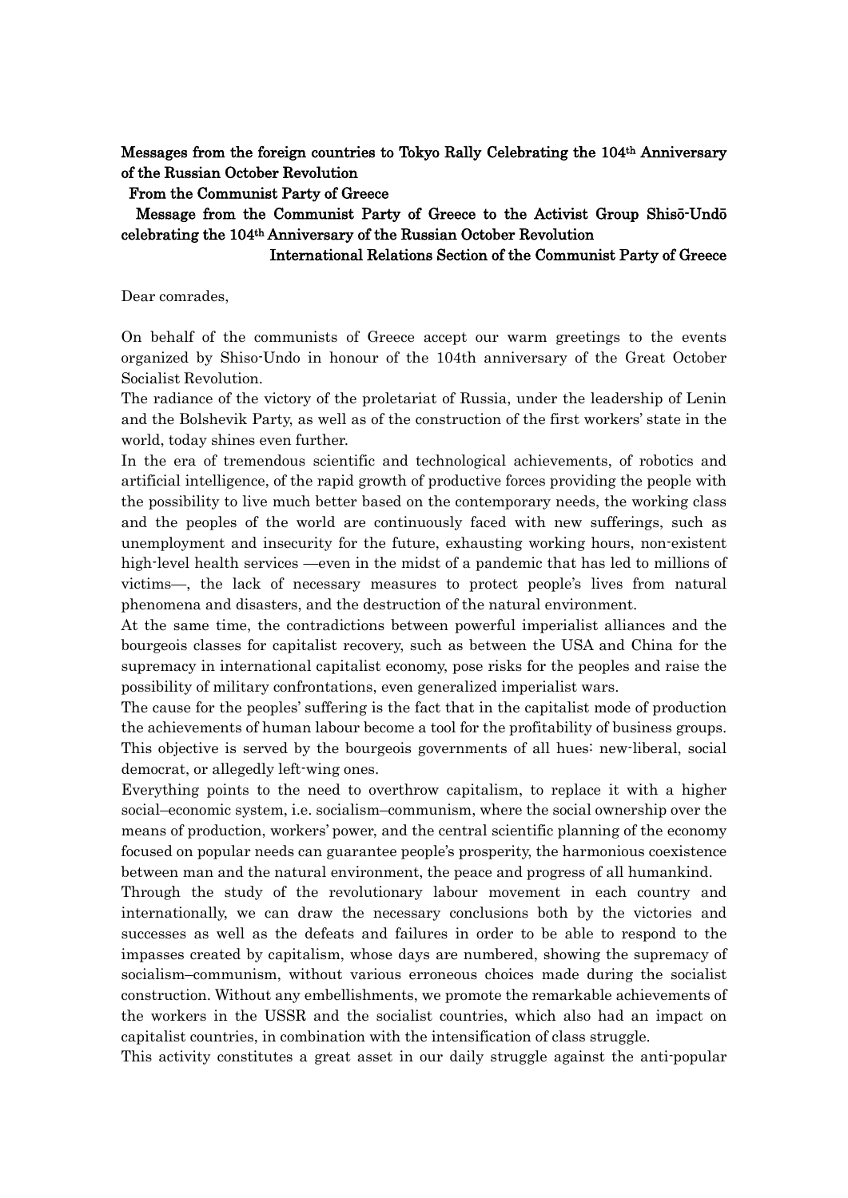**Messages from the foreign countries to Tokyo Rally Celebrating the 104th Anniversary of the Russian October Revolution**

**From the Communist Party of Greece**

**Message from the Communist Party of Greece to the Activist Group Shisō-Undō celebrating the 104th Anniversary of the Russian October Revolution**

**International Relations Section of the Communist Party of Greece**

Dear comrades,

On behalf of the communists of Greece accept our warm greetings to the events organized by Shiso-Undo in honour of the 104th anniversary of the Great October Socialist Revolution.

The radiance of the victory of the proletariat of Russia, under the leadership of Lenin and the Bolshevik Party, as well as of the construction of the first workers' state in the world, today shines even further.

In the era of tremendous scientific and technological achievements, of robotics and artificial intelligence, of the rapid growth of productive forces providing the people with the possibility to live much better based on the contemporary needs, the working class and the peoples of the world are continuously faced with new sufferings, such as unemployment and insecurity for the future, exhausting working hours, non-existent high-level health services —even in the midst of a pandemic that has led to millions of victims—, the lack of necessary measures to protect people's lives from natural phenomena and disasters, and the destruction of the natural environment.

At the same time, the contradictions between powerful imperialist alliances and the bourgeois classes for capitalist recovery, such as between the USA and China for the supremacy in international capitalist economy, pose risks for the peoples and raise the possibility of military confrontations, even generalized imperialist wars.

The cause for the peoples' suffering is the fact that in the capitalist mode of production the achievements of human labour become a tool for the profitability of business groups. This objective is served by the bourgeois governments of all hues: new-liberal, social democrat, or allegedly left-wing ones.

Everything points to the need to overthrow capitalism, to replace it with a higher social–economic system, i.e. socialism–communism, where the social ownership over the means of production, workers' power, and the central scientific planning of the economy focused on popular needs can guarantee people's prosperity, the harmonious coexistence between man and the natural environment, the peace and progress of all humankind.

Through the study of the revolutionary labour movement in each country and internationally, we can draw the necessary conclusions both by the victories and successes as well as the defeats and failures in order to be able to respond to the impasses created by capitalism, whose days are numbered, showing the supremacy of socialism–communism, without various erroneous choices made during the socialist construction. Without any embellishments, we promote the remarkable achievements of the workers in the USSR and the socialist countries, which also had an impact on capitalist countries, in combination with the intensification of class struggle.

This activity constitutes a great asset in our daily struggle against the anti-popular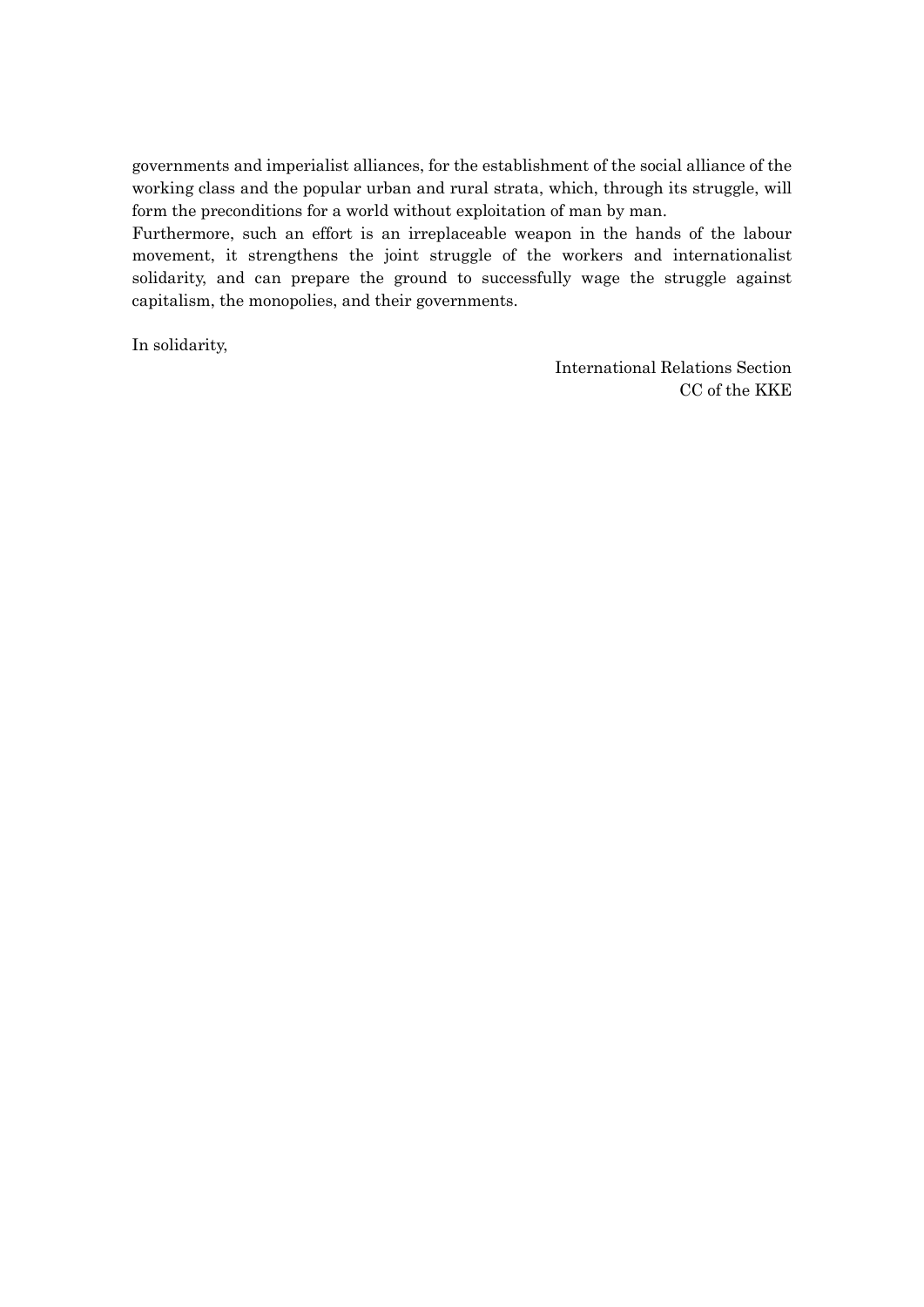governments and imperialist alliances, for the establishment of the social alliance of the working class and the popular urban and rural strata, which, through its struggle, will form the preconditions for a world without exploitation of man by man.

Furthermore, such an effort is an irreplaceable weapon in the hands of the labour movement, it strengthens the joint struggle of the workers and internationalist solidarity, and can prepare the ground to successfully wage the struggle against capitalism, the monopolies, and their governments.

In solidarity,

International Relations Section
CC of the KKE